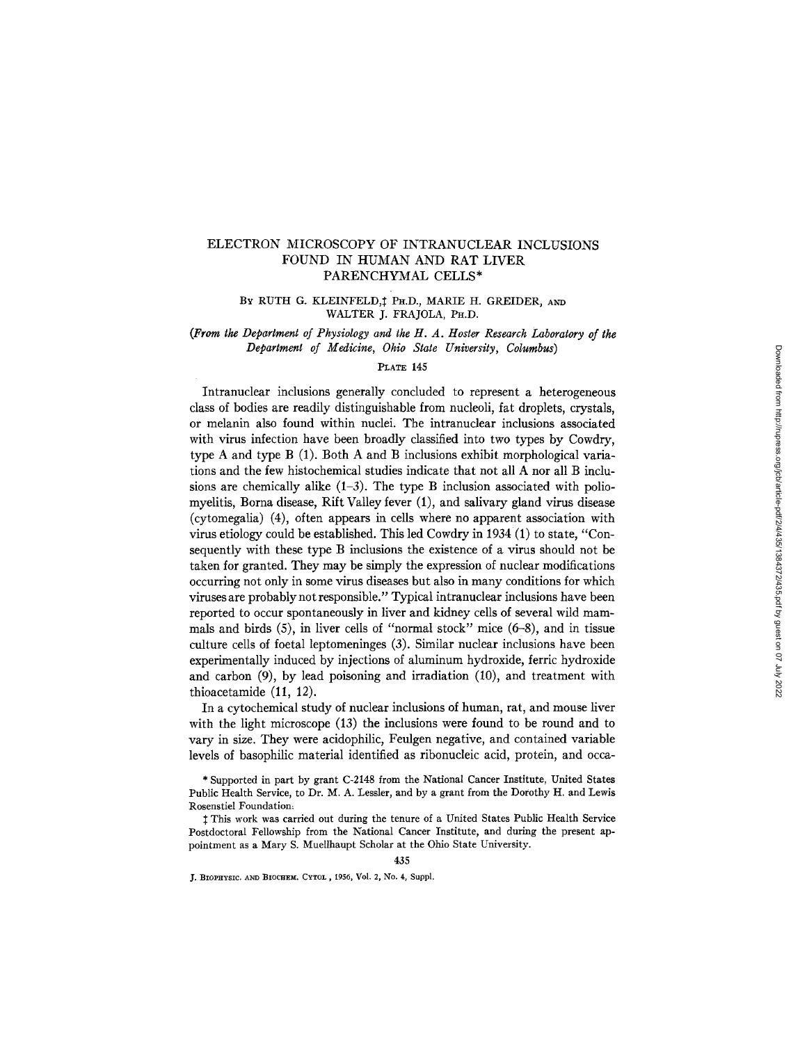# ELECTRON MICROSCOPY OF INTRANUCLEAR INCLUSIONS FOUND IN HUMAN AND RAT LIVER PARENCHYMAL CELLS*

BY RUTH G. KLEINFELD,‡ PH.D., MARIE H. GREIDER, AND WALTER J. FRAJOLA, PH.D.

*(From the Department of Physiology and the H. A. Hoster Research Laboratory of the Department of Medicine, Ohio State University, Columbus)*

PLATE 145

Intranuclear inclusions generally concluded to represent a heterogeneous class of bodies are readily distinguishable from nucleoli, fat droplets, crystals, or melanin also found within nuclei. The intranuclear inclusions associated with virus infection have been broadly classified into two types by Cowdry, type A and type B (1). Both A and B inclusions exhibit morphological variations and the few histochemical studies indicate that not all A nor all B inclusions are chemically alike (1–3). The type B inclusion associated with poliomyelitis, Borna disease, Rift Valley fever (1), and salivary gland virus disease (cytomegalia) (4), often appears in cells where no apparent association with virus etiology could be established. This led Cowdry in 1934 (1) to state, "Consequently with these type B inclusions the existence of a virus should not be taken for granted. They may be simply the expression of nuclear modifications occurring not only in some virus diseases but also in many conditions for which viruses are probably not responsible." Typical intranuclear inclusions have been reported to occur spontaneously in liver and kidney cells of several wild mammals and birds (5), in liver cells of "normal stock" mice (6–8), and in tissue culture cells of foetal leptomeninges (3). Similar nuclear inclusions have been experimentally induced by injections of aluminum hydroxide, ferric hydroxide and carbon (9), by lead poisoning and irradiation (10), and treatment with thioacetamide (11, 12).

In a cytochemical study of nuclear inclusions of human, rat, and mouse liver with the light microscope (13) the inclusions were found to be round and to vary in size. They were acidophilic, Feulgen negative, and contained variable levels of basophilic material identified as ribonucleic acid, protein, and occa-

\* Supported in part by grant C-2148 from the National Cancer Institute, United States Public Health Service, to Dr. M. A. Lessler, and by a grant from the Dorothy H. and Lewis Rosenstiel Foundation.

‡ This work was carried out during the tenure of a United States Public Health Service Postdoctoral Fellowship from the National Cancer Institute, and during the present appointment as a Mary S. Muellhaupt Scholar at the Ohio State University.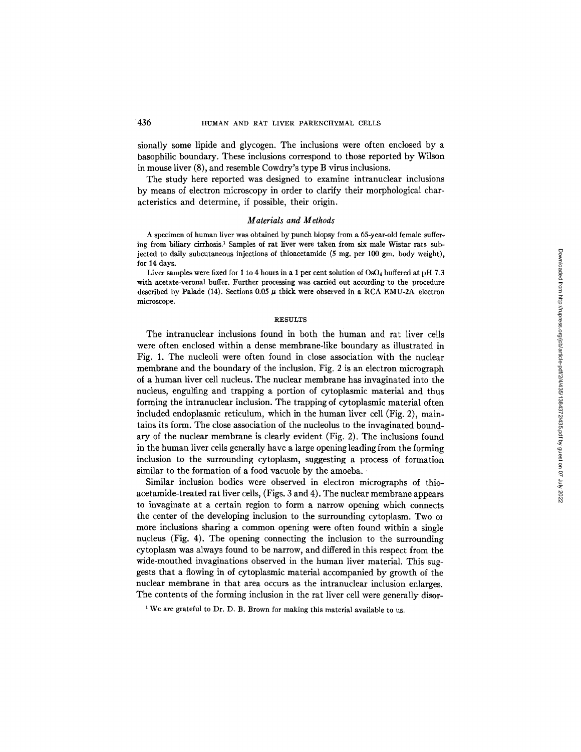sionally some lipide and glycogen. The inclusions were often enclosed by a basophilic boundary. These inclusions correspond to those reported by Wilson in mouse liver (8), and resemble Cowdry's type B virus inclusions.

The study here reported was designed to examine intranuclear inclusions by means of electron microscopy in order to clarify their morphological characteristics and determine, if possible, their origin.

### *Materials and Methods*

A specimen of human liver was obtained by punch biopsy from a 65-year-old female suffering from biliary cirrhosis.[1] Samples of rat liver were taken from six male Wistar rats subjected to daily subcutaneous injections of thioacetamide (5 mg. per 100 gm. body weight), for 14 days.

Liver samples were fixed for 1 to 4 hours in a 1 per cent solution of $OsO_4$ buffered at pH 7.3 with acetate-veronal buffer. Further processing was carried out according to the procedure described by Palade (14). Sections 0.05 $\mu$ thick were observed in a RCA EMU-2A electron microscope.

## RESULTS

The intranuclear inclusions found in both the human and rat liver cells were often enclosed within a dense membrane-like boundary as illustrated in Fig. 1. The nucleoli were often found in close association with the nuclear membrane and the boundary of the inclusion. Fig. 2 is an electron micrograph of a human liver cell nucleus. The nuclear membrane has invaginated into the nucleus, engulfing and trapping a portion of cytoplasmic material and thus forming the intranuclear inclusion. The trapping of cytoplasmic material often included endoplasmic reticulum, which in the human liver cell (Fig. 2), maintains its form. The close association of the nucleolus to the invaginated boundary of the nuclear membrane is clearly evident (Fig. 2). The inclusions found in the human liver cells generally have a large opening leading from the forming inclusion to the surrounding cytoplasm, suggesting a process of formation similar to the formation of a food vacuole by the amoeba.

Similar inclusion bodies were observed in electron micrographs of thioacetamide-treated rat liver cells, (Figs. 3 and 4). The nuclear membrane appears to invaginate at a certain region to form a narrow opening which connects the center of the developing inclusion to the surrounding cytoplasm. Two or more inclusions sharing a common opening were often found within a single nucleus (Fig. 4). The opening connecting the inclusion to the surrounding cytoplasm was always found to be narrow, and differed in this respect from the wide-mouthed invaginations observed in the human liver material. This suggests that a flowing in of cytoplasmic material accompanied by growth of the nuclear membrane in that area occurs as the intranuclear inclusion enlarges. The contents of the forming inclusion in the rat liver cell were generally disor-

[1] We are grateful to Dr. D. B. Brown for making this material available to us.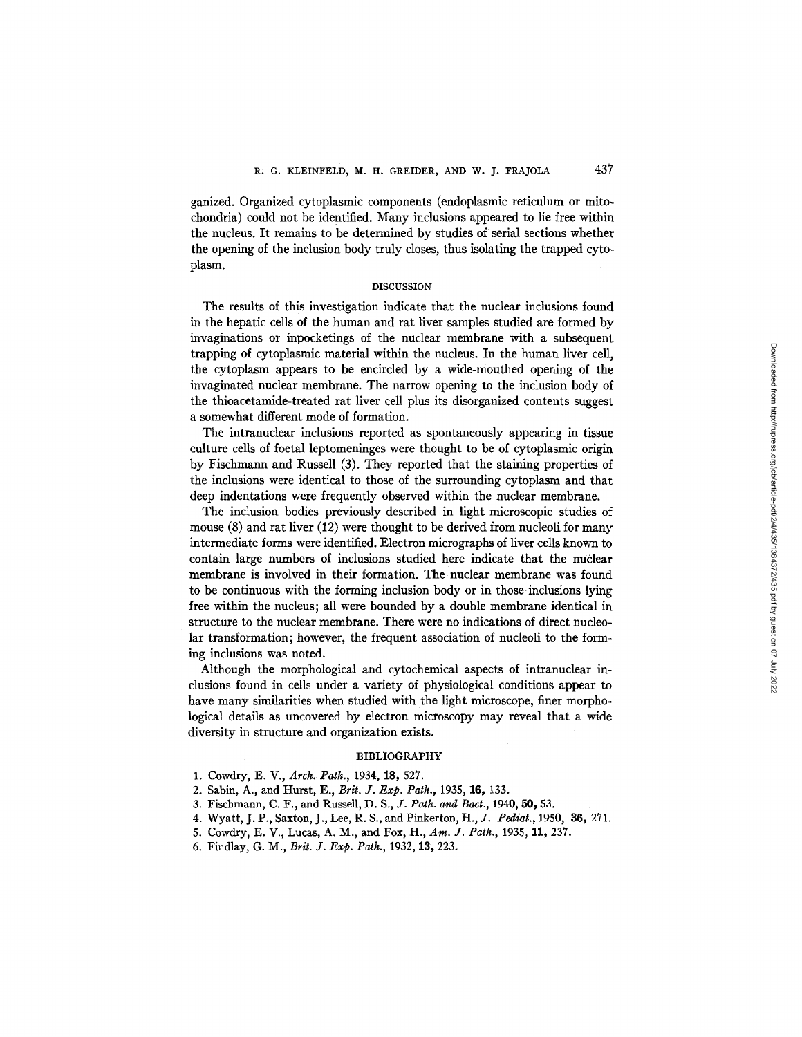ganized. Organized cytoplasmic components (endoplasmic reticulum or mitochondria) could not be identified. Many inclusions appeared to lie free within the nucleus. It remains to be determined by studies of serial sections whether the opening of the inclusion body truly closes, thus isolating the trapped cytoplasm.

## DISCUSSION

The results of this investigation indicate that the nuclear inclusions found in the hepatic cells of the human and rat liver samples studied are formed by invaginations or inpocketings of the nuclear membrane with a subsequent trapping of cytoplasmic material within the nucleus. In the human liver cell, the cytoplasm appears to be encircled by a wide-mouthed opening of the invaginated nuclear membrane. The narrow opening to the inclusion body of the thioacetamide-treated rat liver cell plus its disorganized contents suggest a somewhat different mode of formation.

The intranuclear inclusions reported as spontaneously appearing in tissue culture cells of foetal leptomeninges were thought to be of cytoplasmic origin by Fischmann and Russell (3). They reported that the staining properties of the inclusions were identical to those of the surrounding cytoplasm and that deep indentations were frequently observed within the nuclear membrane.

The inclusion bodies previously described in light microscopic studies of mouse (8) and rat liver (12) were thought to be derived from nucleoli for many intermediate forms were identified. Electron micrographs of liver cells known to contain large numbers of inclusions studied here indicate that the nuclear membrane is involved in their formation. The nuclear membrane was found to be continuous with the forming inclusion body or in those inclusions lying free within the nucleus; all were bounded by a double membrane identical in structure to the nuclear membrane. There were no indications of direct nucleolar transformation; however, the frequent association of nucleoli to the forming inclusions was noted.

Although the morphological and cytochemical aspects of intranuclear inclusions found in cells under a variety of physiological conditions appear to have many similarities when studied with the light microscope, finer morphological details as uncovered by electron microscopy may reveal that a wide diversity in structure and organization exists.

## BIBLIOGRAPHY

1. Cowdry, E. V., *Arch. Path.*, 1934, **18,** 527.
2. Sabin, A., and Hurst, E., *Brit. J. Exp. Path.*, 1935, **16,** 133.
3. Fischmann, C. F., and Russell, D. S., *J. Path. and Bact.*, 1940, **50,** 53.
4. Wyatt, J. P., Saxton, J., Lee, R. S., and Pinkerton, H., *J. Pediat.*, 1950, **36,** 271.
5. Cowdry, E. V., Lucas, A. M., and Fox, H., *Am. J. Path.*, 1935, **11,** 237.
6. Findlay, G. M., *Brit. J. Exp. Path.*, 1932, **13,** 223.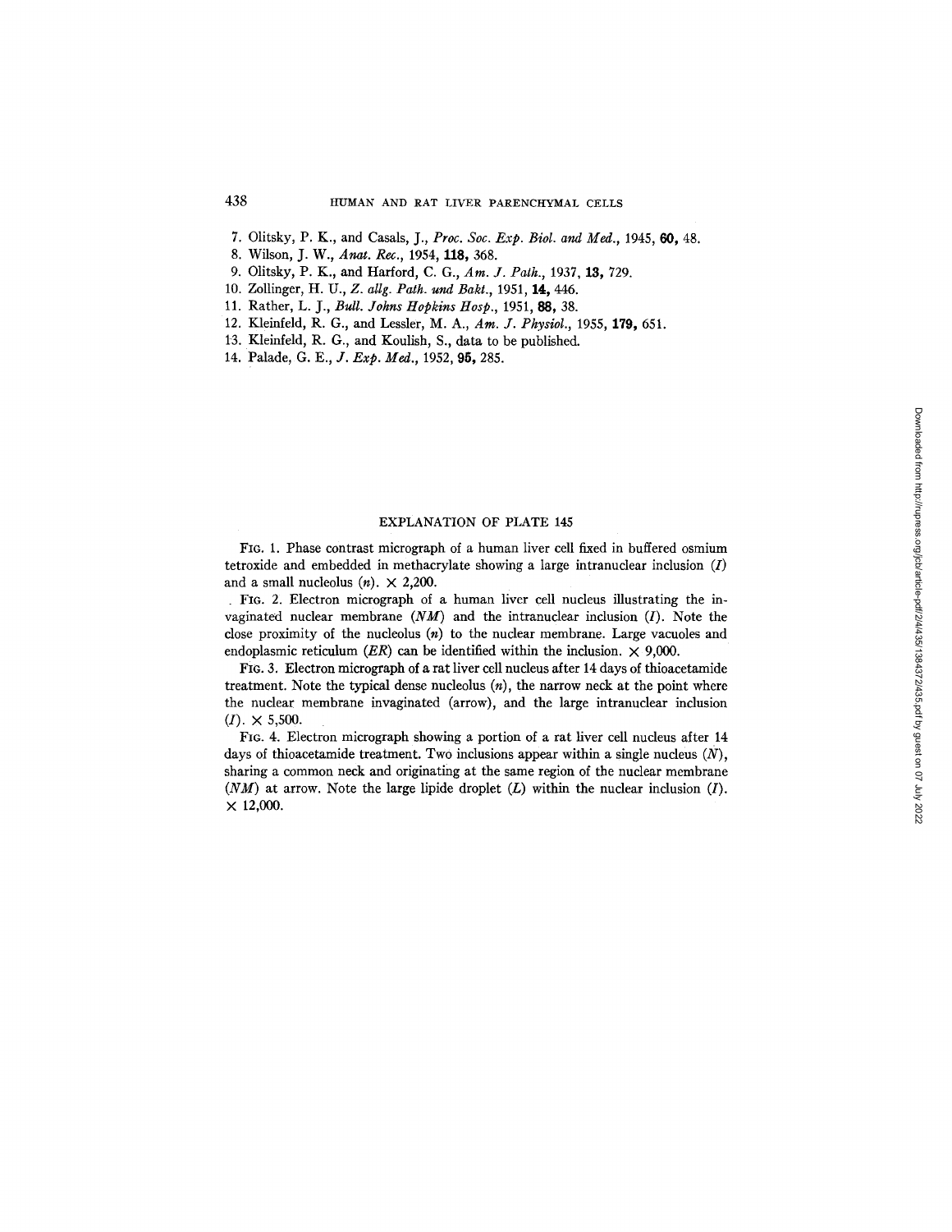7. Olitsky, P. K., and Casals, J., *Proc. Soc. Exp. Biol. and Med.*, 1945, **60**, 48.
8. Wilson, J. W., *Anat. Rec.*, 1954, **118**, 368.
9. Olitsky, P. K., and Harford, C. G., *Am. J. Path.*, 1937, **13**, 729.
10. Zollinger, H. U., *Z. allg. Path. und Bakt.*, 1951, **14**, 446.
11. Rather, L. J., *Bull. Johns Hopkins Hosp.*, 1951, **88**, 38.
12. Kleinfeld, R. G., and Lessler, M. A., *Am. J. Physiol.*, 1955, **179**, 651.
13. Kleinfeld, R. G., and Koulish, S., data to be published.
14. Palade, G. E., *J. Exp. Med.*, 1952, **95**, 285.

## EXPLANATION OF PLATE 145

FIG. 1. Phase contrast micrograph of a human liver cell fixed in buffered osmium tetroxide and embedded in methacrylate showing a large intranuclear inclusion (*I*) and a small nucleolus (*n*). × 2,200.

FIG. 2. Electron micrograph of a human liver cell nucleus illustrating the invaginated nuclear membrane (*NM*) and the intranuclear inclusion (*I*). Note the close proximity of the nucleolus (*n*) to the nuclear membrane. Large vacuoles and endoplasmic reticulum (*ER*) can be identified within the inclusion. × 9,000.

FIG. 3. Electron micrograph of a rat liver cell nucleus after 14 days of thioacetamide treatment. Note the typical dense nucleolus (*n*), the narrow neck at the point where the nuclear membrane invaginated (arrow), and the large intranuclear inclusion (*I*). × 5,500.

FIG. 4. Electron micrograph showing a portion of a rat liver cell nucleus after 14 days of thioacetamide treatment. Two inclusions appear within a single nucleus (*N*), sharing a common neck and originating at the same region of the nuclear membrane (*NM*) at arrow. Note the large lipide droplet (*L*) within the nuclear inclusion (*I*). × 12,000.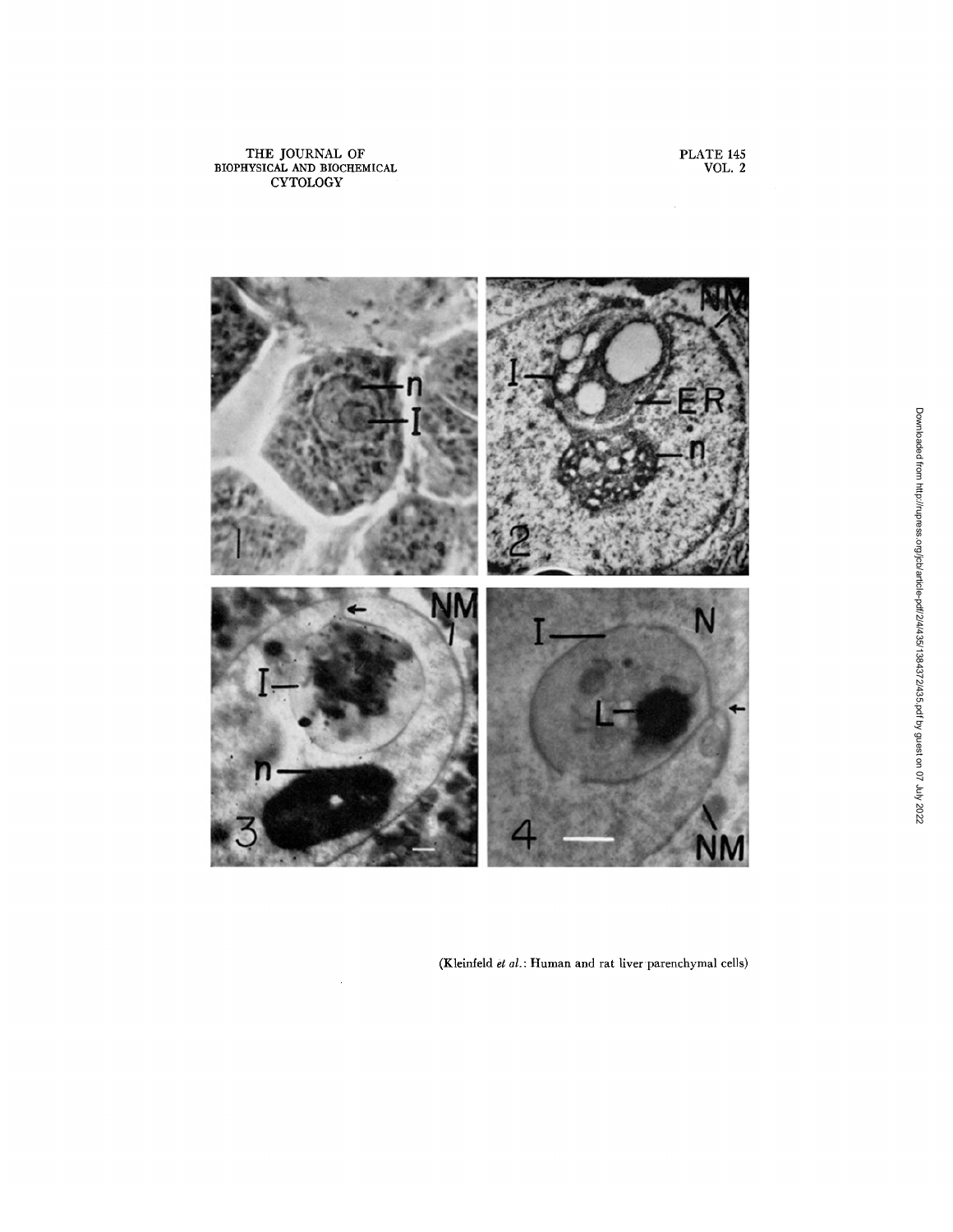(Kleinfeld *et al.*: Human and rat liver parenchymal cells)